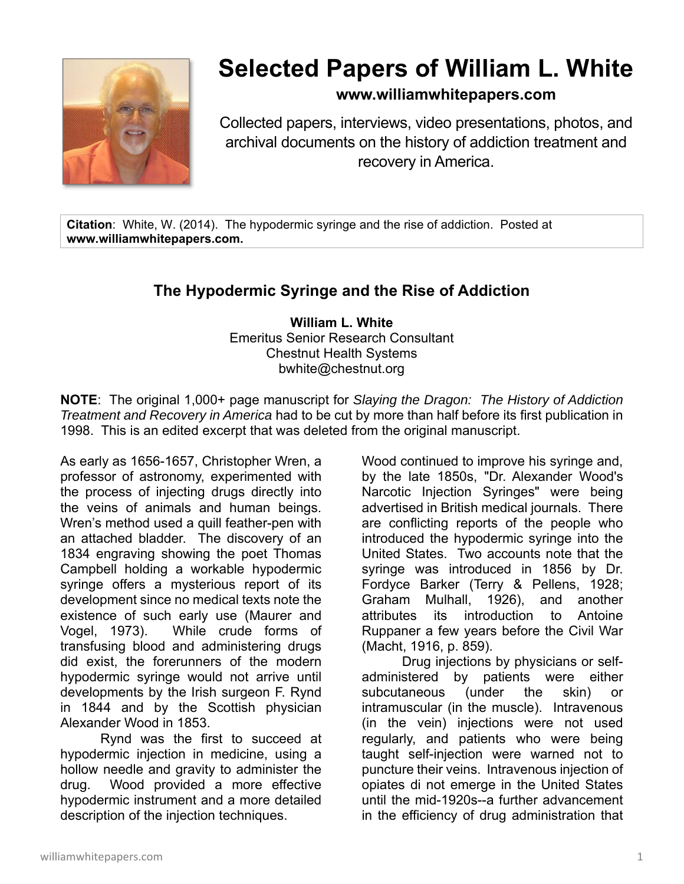# Selected Papers of William L. White

**www.williamwhitepapers.com**

Collected papers, interviews, video presentations, photos, and archival documents on the history of addiction treatment and recovery in America.

**Citation**: White, W. (2014). The hypodermic syringe and the rise of addiction. Posted at **www.williamwhitepapers.com.**

## The Hypodermic Syringe and the Rise of Addiction

**William L. White**
Emeritus Senior Research Consultant
Chestnut Health Systems
bwhite@chestnut.org

**NOTE**: The original 1,000+ page manuscript for *Slaying the Dragon: The History of Addiction Treatment and Recovery in America* had to be cut by more than half before its first publication in 1998. This is an edited excerpt that was deleted from the original manuscript.

As early as 1656-1657, Christopher Wren, a professor of astronomy, experimented with the process of injecting drugs directly into the veins of animals and human beings. Wren's method used a quill feather-pen with an attached bladder. The discovery of an 1834 engraving showing the poet Thomas Campbell holding a workable hypodermic syringe offers a mysterious report of its development since no medical texts note the existence of such early use (Maurer and Vogel, 1973). While crude forms of transfusing blood and administering drugs did exist, the forerunners of the modern hypodermic syringe would not arrive until developments by the Irish surgeon F. Rynd in 1844 and by the Scottish physician Alexander Wood in 1853.

Rynd was the first to succeed at hypodermic injection in medicine, using a hollow needle and gravity to administer the drug. Wood provided a more effective hypodermic instrument and a more detailed description of the injection techniques. Wood continued to improve his syringe and, by the late 1850s, "Dr. Alexander Wood's Narcotic Injection Syringes" were being advertised in British medical journals. There are conflicting reports of the people who introduced the hypodermic syringe into the United States. Two accounts note that the syringe was introduced in 1856 by Dr. Fordyce Barker (Terry & Pellens, 1928; Graham Mulhall, 1926), and another attributes its introduction to Antoine Ruppaner a few years before the Civil War (Macht, 1916, p. 859).

Drug injections by physicians or self-administered by patients were either subcutaneous (under the skin) or intramuscular (in the muscle). Intravenous (in the vein) injections were not used regularly, and patients who were being taught self-injection were warned not to puncture their veins. Intravenous injection of opiates di not emerge in the United States until the mid-1920s--a further advancement in the efficiency of drug administration that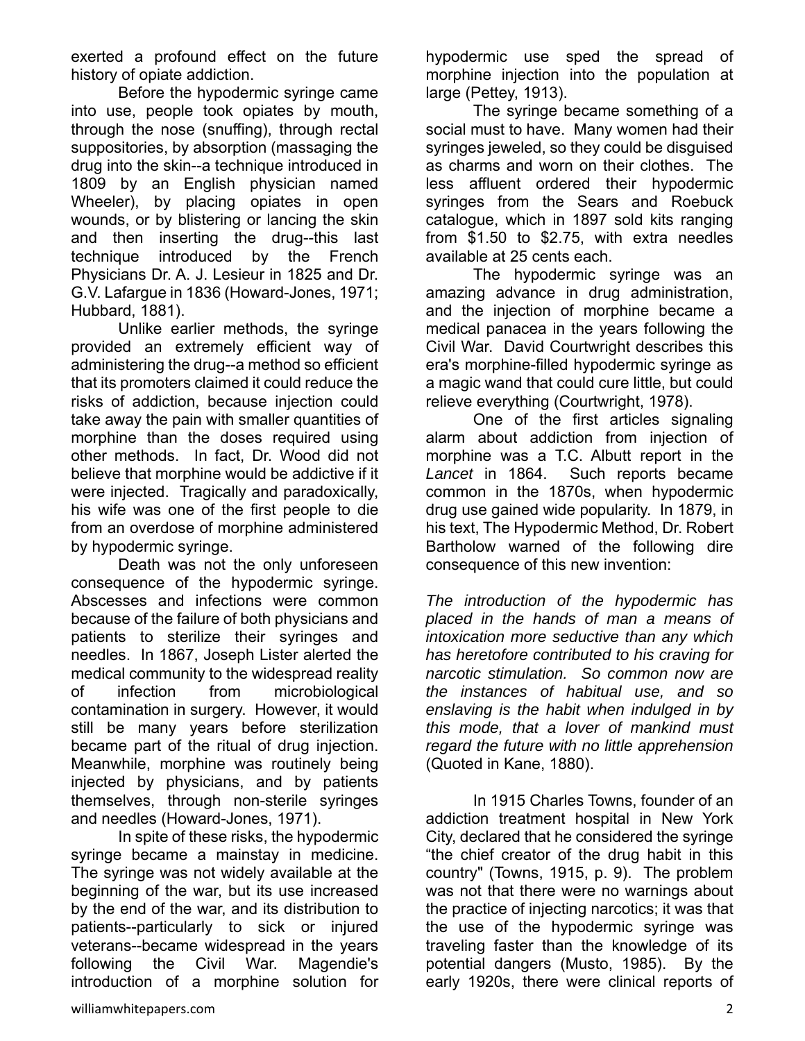exerted a profound effect on the future history of opiate addiction.

Before the hypodermic syringe came into use, people took opiates by mouth, through the nose (snuffing), through rectal suppositories, by absorption (massaging the drug into the skin--a technique introduced in 1809 by an English physician named Wheeler), by placing opiates in open wounds, or by blistering or lancing the skin and then inserting the drug--this last technique introduced by the French Physicians Dr. A. J. Lesieur in 1825 and Dr. G.V. Lafargue in 1836 (Howard-Jones, 1971; Hubbard, 1881).

Unlike earlier methods, the syringe provided an extremely efficient way of administering the drug--a method so efficient that its promoters claimed it could reduce the risks of addiction, because injection could take away the pain with smaller quantities of morphine than the doses required using other methods. In fact, Dr. Wood did not believe that morphine would be addictive if it were injected. Tragically and paradoxically, his wife was one of the first people to die from an overdose of morphine administered by hypodermic syringe.

Death was not the only unforeseen consequence of the hypodermic syringe. Abscesses and infections were common because of the failure of both physicians and patients to sterilize their syringes and needles. In 1867, Joseph Lister alerted the medical community to the widespread reality of infection from microbiological contamination in surgery. However, it would still be many years before sterilization became part of the ritual of drug injection. Meanwhile, morphine was routinely being injected by physicians, and by patients themselves, through non-sterile syringes and needles (Howard-Jones, 1971).

In spite of these risks, the hypodermic syringe became a mainstay in medicine. The syringe was not widely available at the beginning of the war, but its use increased by the end of the war, and its distribution to patients--particularly to sick or injured veterans--became widespread in the years following the Civil War. Magendie's introduction of a morphine solution for hypodermic use sped the spread of morphine injection into the population at large (Pettey, 1913).

The syringe became something of a social must to have. Many women had their syringes jeweled, so they could be disguised as charms and worn on their clothes. The less affluent ordered their hypodermic syringes from the Sears and Roebuck catalogue, which in 1897 sold kits ranging from $1.50 to $2.75, with extra needles available at 25 cents each.

The hypodermic syringe was an amazing advance in drug administration, and the injection of morphine became a medical panacea in the years following the Civil War. David Courtwright describes this era's morphine-filled hypodermic syringe as a magic wand that could cure little, but could relieve everything (Courtwright, 1978).

One of the first articles signaling alarm about addiction from injection of morphine was a T.C. Albutt report in the *Lancet* in 1864. Such reports became common in the 1870s, when hypodermic drug use gained wide popularity. In 1879, in his text, The Hypodermic Method, Dr. Robert Bartholow warned of the following dire consequence of this new invention:

*The introduction of the hypodermic has placed in the hands of man a means of intoxication more seductive than any which has heretofore contributed to his craving for narcotic stimulation. So common now are the instances of habitual use, and so enslaving is the habit when indulged in by this mode, that a lover of mankind must regard the future with no little apprehension* (Quoted in Kane, 1880).

In 1915 Charles Towns, founder of an addiction treatment hospital in New York City, declared that he considered the syringe "the chief creator of the drug habit in this country" (Towns, 1915, p. 9). The problem was not that there were no warnings about the practice of injecting narcotics; it was that the use of the hypodermic syringe was traveling faster than the knowledge of its potential dangers (Musto, 1985). By the early 1920s, there were clinical reports of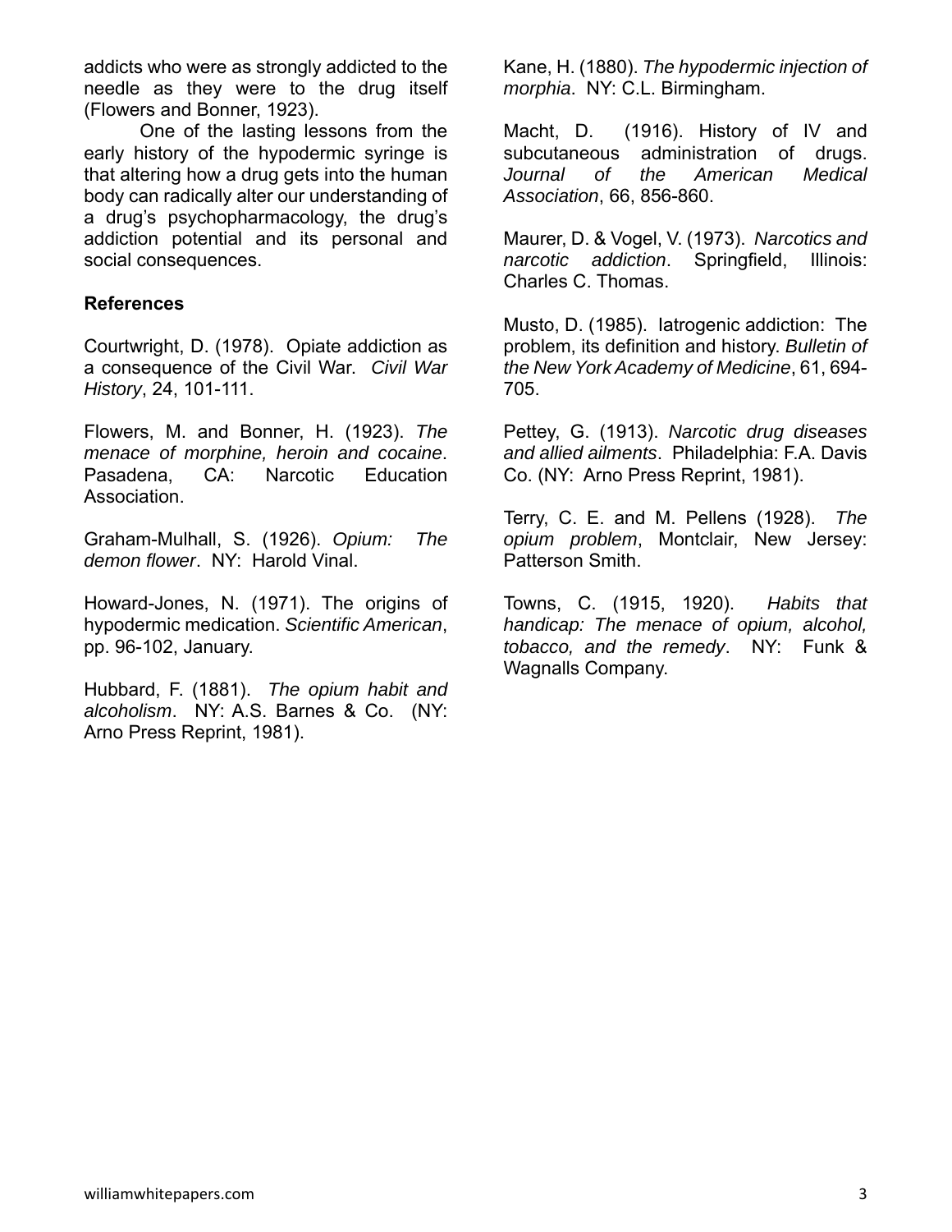addicts who were as strongly addicted to the needle as they were to the drug itself (Flowers and Bonner, 1923).

One of the lasting lessons from the early history of the hypodermic syringe is that altering how a drug gets into the human body can radically alter our understanding of a drug's psychopharmacology, the drug's addiction potential and its personal and social consequences.

**References**

Courtwright, D. (1978). Opiate addiction as a consequence of the Civil War. *Civil War History*, 24, 101-111.

Flowers, M. and Bonner, H. (1923). *The menace of morphine, heroin and cocaine*. Pasadena, CA: Narcotic Education Association.

Graham-Mulhall, S. (1926). *Opium: The demon flower*. NY: Harold Vinal.

Howard-Jones, N. (1971). The origins of hypodermic medication. *Scientific American*, pp. 96-102, January.

Hubbard, F. (1881). *The opium habit and alcoholism*. NY: A.S. Barnes & Co. (NY: Arno Press Reprint, 1981).

Kane, H. (1880). *The hypodermic injection of morphia*. NY: C.L. Birmingham.

Macht, D. (1916). History of IV and subcutaneous administration of drugs. *Journal of the American Medical Association*, 66, 856-860.

Maurer, D. & Vogel, V. (1973). *Narcotics and narcotic addiction*. Springfield, Illinois: Charles C. Thomas.

Musto, D. (1985). Iatrogenic addiction: The problem, its definition and history. *Bulletin of the New York Academy of Medicine*, 61, 694-705.

Pettey, G. (1913). *Narcotic drug diseases and allied ailments*. Philadelphia: F.A. Davis Co. (NY: Arno Press Reprint, 1981).

Terry, C. E. and M. Pellens (1928). *The opium problem*, Montclair, New Jersey: Patterson Smith.

Towns, C. (1915, 1920). *Habits that handicap: The menace of opium, alcohol, tobacco, and the remedy*. NY: Funk & Wagnalls Company.